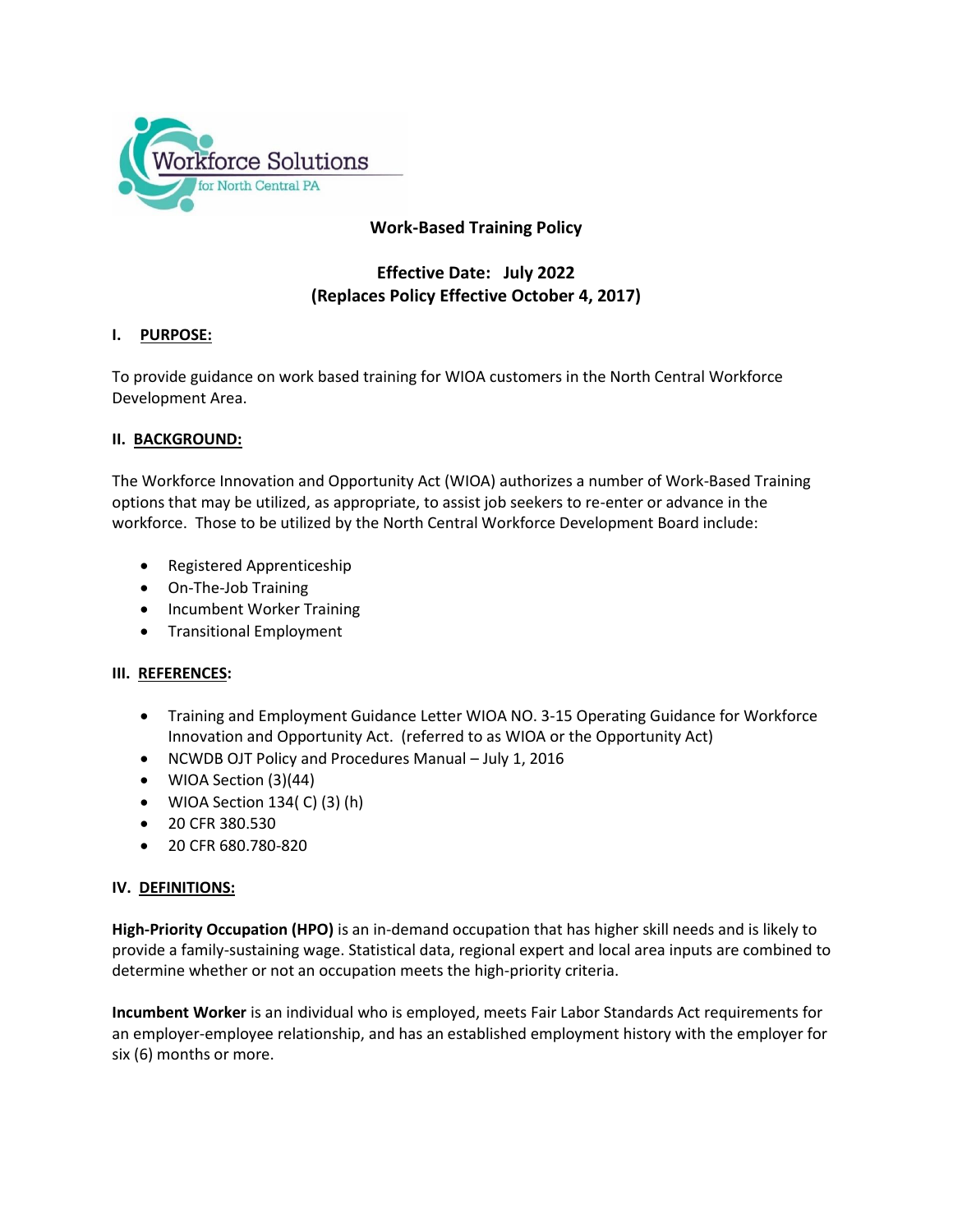Workforce Solutions for North Central PA

# Work-Based Training Policy

## Effective Date: July 2022
## (Replaces Policy Effective October 4, 2017)

### I. PURPOSE:

To provide guidance on work based training for WIOA customers in the North Central Workforce Development Area.

### II. BACKGROUND:

The Workforce Innovation and Opportunity Act (WIOA) authorizes a number of Work-Based Training options that may be utilized, as appropriate, to assist job seekers to re-enter or advance in the workforce. Those to be utilized by the North Central Workforce Development Board include:

- Registered Apprenticeship
- On-The-Job Training
- Incumbent Worker Training
- Transitional Employment

### III. REFERENCES:

- Training and Employment Guidance Letter WIOA NO. 3-15 Operating Guidance for Workforce Innovation and Opportunity Act. (referred to as WIOA or the Opportunity Act)
- NCWDB OJT Policy and Procedures Manual – July 1, 2016
- WIOA Section (3)(44)
- WIOA Section 134( C) (3) (h)
- 20 CFR 380.530
- 20 CFR 680.780-820

### IV. DEFINITIONS:

**High-Priority Occupation (HPO)** is an in-demand occupation that has higher skill needs and is likely to provide a family-sustaining wage. Statistical data, regional expert and local area inputs are combined to determine whether or not an occupation meets the high-priority criteria.

**Incumbent Worker** is an individual who is employed, meets Fair Labor Standards Act requirements for an employer-employee relationship, and has an established employment history with the employer for six (6) months or more.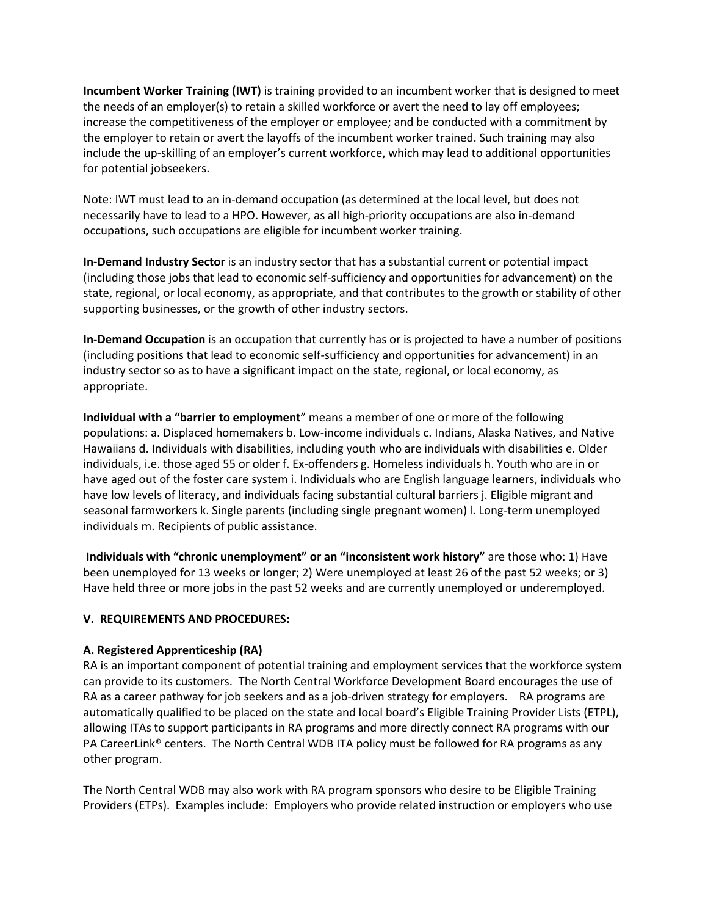**Incumbent Worker Training (IWT)** is training provided to an incumbent worker that is designed to meet the needs of an employer(s) to retain a skilled workforce or avert the need to lay off employees; increase the competitiveness of the employer or employee; and be conducted with a commitment by the employer to retain or avert the layoffs of the incumbent worker trained. Such training may also include the up-skilling of an employer's current workforce, which may lead to additional opportunities for potential jobseekers.

Note: IWT must lead to an in-demand occupation (as determined at the local level, but does not necessarily have to lead to a HPO. However, as all high-priority occupations are also in-demand occupations, such occupations are eligible for incumbent worker training.

**In-Demand Industry Sector** is an industry sector that has a substantial current or potential impact (including those jobs that lead to economic self-sufficiency and opportunities for advancement) on the state, regional, or local economy, as appropriate, and that contributes to the growth or stability of other supporting businesses, or the growth of other industry sectors.

**In-Demand Occupation** is an occupation that currently has or is projected to have a number of positions (including positions that lead to economic self-sufficiency and opportunities for advancement) in an industry sector so as to have a significant impact on the state, regional, or local economy, as appropriate.

**Individual with a "barrier to employment**" means a member of one or more of the following populations: a. Displaced homemakers b. Low-income individuals c. Indians, Alaska Natives, and Native Hawaiians d. Individuals with disabilities, including youth who are individuals with disabilities e. Older individuals, i.e. those aged 55 or older f. Ex-offenders g. Homeless individuals h. Youth who are in or have aged out of the foster care system i. Individuals who are English language learners, individuals who have low levels of literacy, and individuals facing substantial cultural barriers j. Eligible migrant and seasonal farmworkers k. Single parents (including single pregnant women) l. Long-term unemployed individuals m. Recipients of public assistance.

**Individuals with "chronic unemployment" or an "inconsistent work history"** are those who: 1) Have been unemployed for 13 weeks or longer; 2) Were unemployed at least 26 of the past 52 weeks; or 3) Have held three or more jobs in the past 52 weeks and are currently unemployed or underemployed.

## V. REQUIREMENTS AND PROCEDURES:

### A. Registered Apprenticeship (RA)

RA is an important component of potential training and employment services that the workforce system can provide to its customers. The North Central Workforce Development Board encourages the use of RA as a career pathway for job seekers and as a job-driven strategy for employers. RA programs are automatically qualified to be placed on the state and local board's Eligible Training Provider Lists (ETPL), allowing ITAs to support participants in RA programs and more directly connect RA programs with our PA CareerLink® centers. The North Central WDB ITA policy must be followed for RA programs as any other program.

The North Central WDB may also work with RA program sponsors who desire to be Eligible Training Providers (ETPs). Examples include: Employers who provide related instruction or employers who use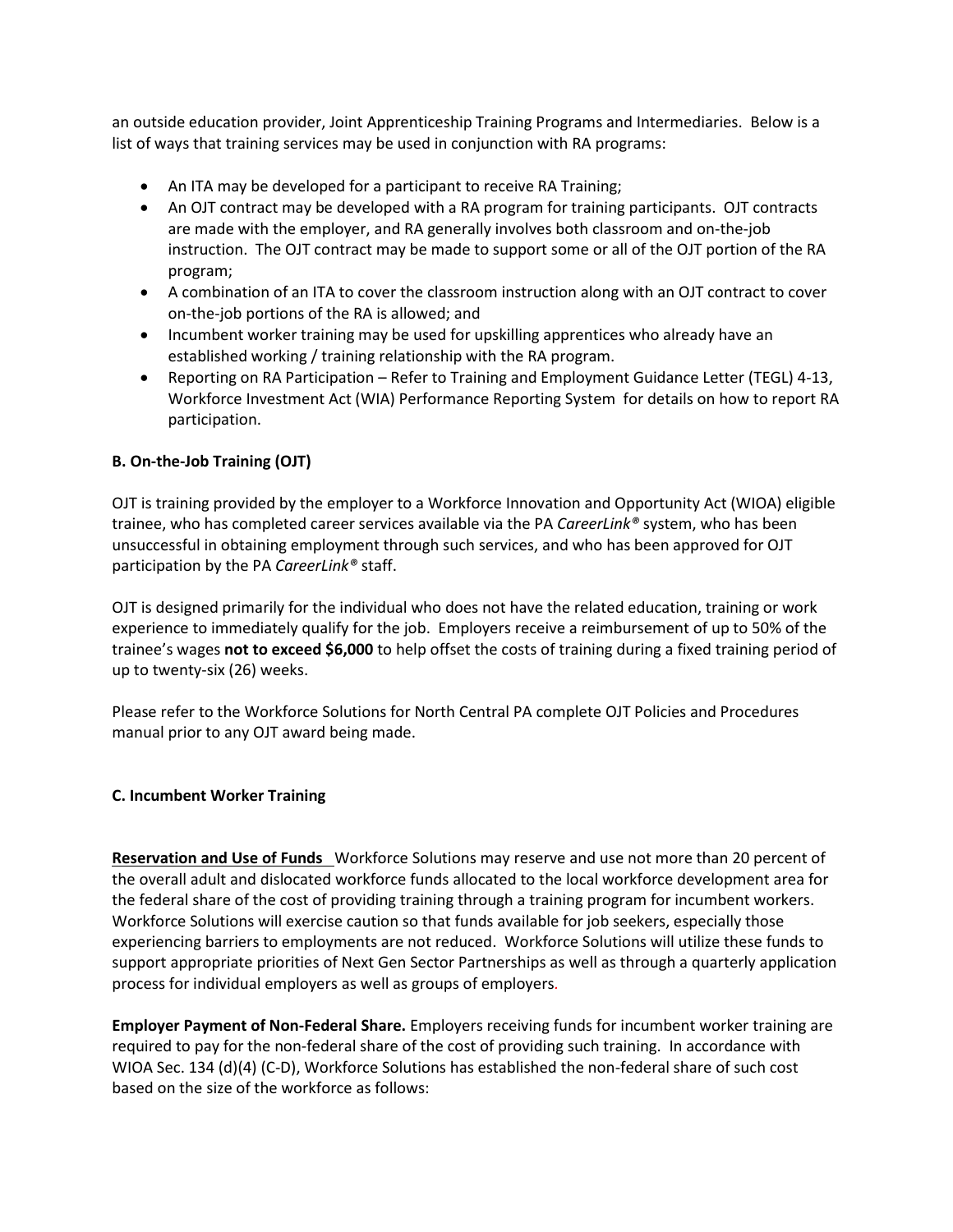an outside education provider, Joint Apprenticeship Training Programs and Intermediaries. Below is a list of ways that training services may be used in conjunction with RA programs:

- An ITA may be developed for a participant to receive RA Training;
- An OJT contract may be developed with a RA program for training participants. OJT contracts are made with the employer, and RA generally involves both classroom and on-the-job instruction. The OJT contract may be made to support some or all of the OJT portion of the RA program;
- A combination of an ITA to cover the classroom instruction along with an OJT contract to cover on-the-job portions of the RA is allowed; and
- Incumbent worker training may be used for upskilling apprentices who already have an established working / training relationship with the RA program.
- Reporting on RA Participation – Refer to Training and Employment Guidance Letter (TEGL) 4-13, Workforce Investment Act (WIA) Performance Reporting System for details on how to report RA participation.

**B. On-the-Job Training (OJT)**

OJT is training provided by the employer to a Workforce Innovation and Opportunity Act (WIOA) eligible trainee, who has completed career services available via the PA *CareerLink®* system, who has been unsuccessful in obtaining employment through such services, and who has been approved for OJT participation by the PA *CareerLink®* staff.

OJT is designed primarily for the individual who does not have the related education, training or work experience to immediately qualify for the job. Employers receive a reimbursement of up to 50% of the trainee's wages **not to exceed $6,000** to help offset the costs of training during a fixed training period of up to twenty-six (26) weeks.

Please refer to the Workforce Solutions for North Central PA complete OJT Policies and Procedures manual prior to any OJT award being made.

**C. Incumbent Worker Training**

**Reservation and Use of Funds** Workforce Solutions may reserve and use not more than 20 percent of the overall adult and dislocated workforce funds allocated to the local workforce development area for the federal share of the cost of providing training through a training program for incumbent workers. Workforce Solutions will exercise caution so that funds available for job seekers, especially those experiencing barriers to employments are not reduced. Workforce Solutions will utilize these funds to support appropriate priorities of Next Gen Sector Partnerships as well as through a quarterly application process for individual employers as well as groups of employers.

**Employer Payment of Non-Federal Share.** Employers receiving funds for incumbent worker training are required to pay for the non-federal share of the cost of providing such training. In accordance with WIOA Sec. 134 (d)(4) (C-D), Workforce Solutions has established the non-federal share of such cost based on the size of the workforce as follows: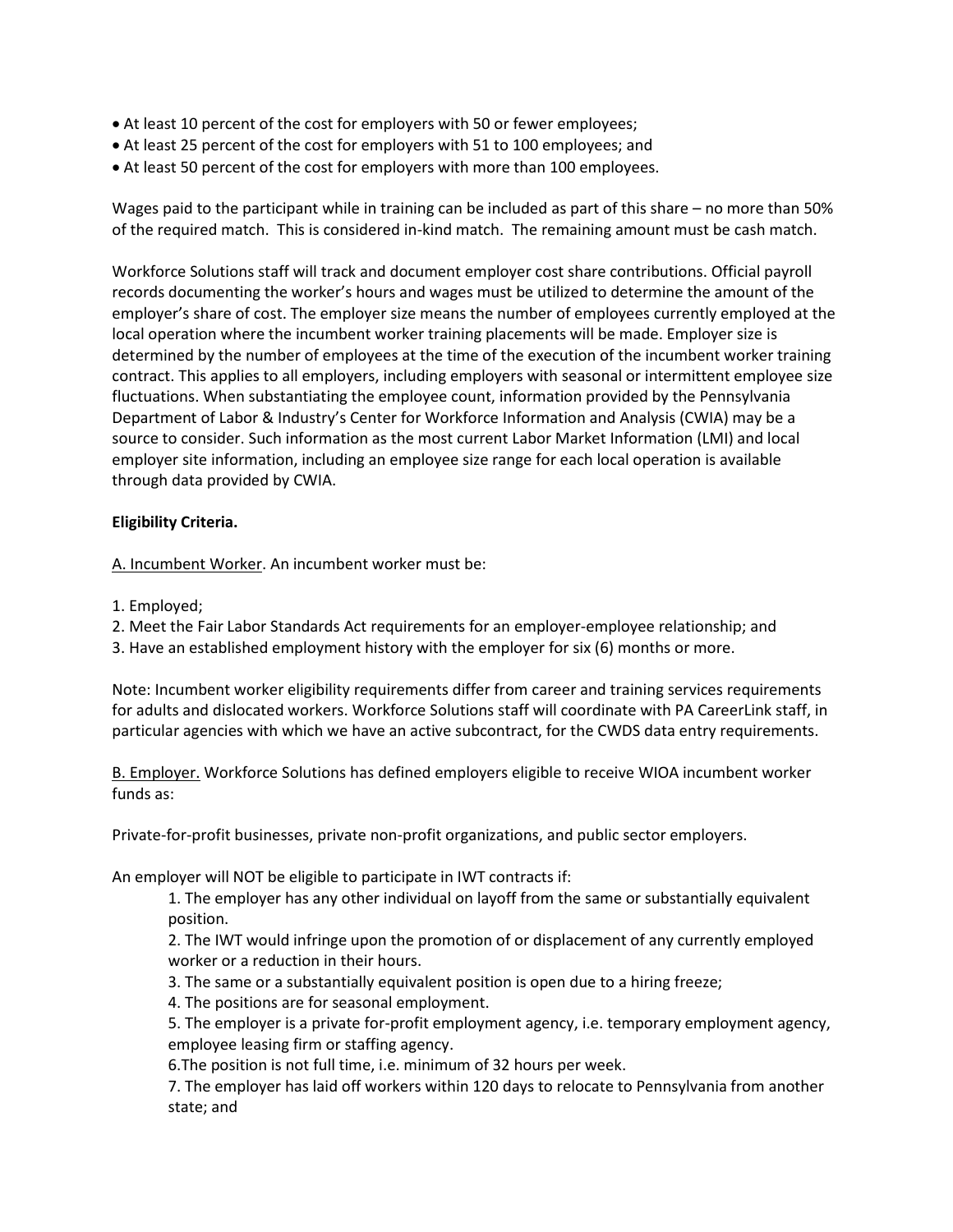- At least 10 percent of the cost for employers with 50 or fewer employees;
- At least 25 percent of the cost for employers with 51 to 100 employees; and
- At least 50 percent of the cost for employers with more than 100 employees.

Wages paid to the participant while in training can be included as part of this share – no more than 50% of the required match. This is considered in-kind match. The remaining amount must be cash match.

Workforce Solutions staff will track and document employer cost share contributions. Official payroll records documenting the worker's hours and wages must be utilized to determine the amount of the employer's share of cost. The employer size means the number of employees currently employed at the local operation where the incumbent worker training placements will be made. Employer size is determined by the number of employees at the time of the execution of the incumbent worker training contract. This applies to all employers, including employers with seasonal or intermittent employee size fluctuations. When substantiating the employee count, information provided by the Pennsylvania Department of Labor & Industry's Center for Workforce Information and Analysis (CWIA) may be a source to consider. Such information as the most current Labor Market Information (LMI) and local employer site information, including an employee size range for each local operation is available through data provided by CWIA.

**Eligibility Criteria.**

A. Incumbent Worker. An incumbent worker must be:

1. Employed;
2. Meet the Fair Labor Standards Act requirements for an employer-employee relationship; and
3. Have an established employment history with the employer for six (6) months or more.

Note: Incumbent worker eligibility requirements differ from career and training services requirements for adults and dislocated workers. Workforce Solutions staff will coordinate with PA CareerLink staff, in particular agencies with which we have an active subcontract, for the CWDS data entry requirements.

B. Employer. Workforce Solutions has defined employers eligible to receive WIOA incumbent worker funds as:

Private-for-profit businesses, private non-profit organizations, and public sector employers.

An employer will NOT be eligible to participate in IWT contracts if:

1. The employer has any other individual on layoff from the same or substantially equivalent position.
2. The IWT would infringe upon the promotion of or displacement of any currently employed worker or a reduction in their hours.
3. The same or a substantially equivalent position is open due to a hiring freeze;
4. The positions are for seasonal employment.
5. The employer is a private for-profit employment agency, i.e. temporary employment agency, employee leasing firm or staffing agency.
6. The position is not full time, i.e. minimum of 32 hours per week.
7. The employer has laid off workers within 120 days to relocate to Pennsylvania from another state; and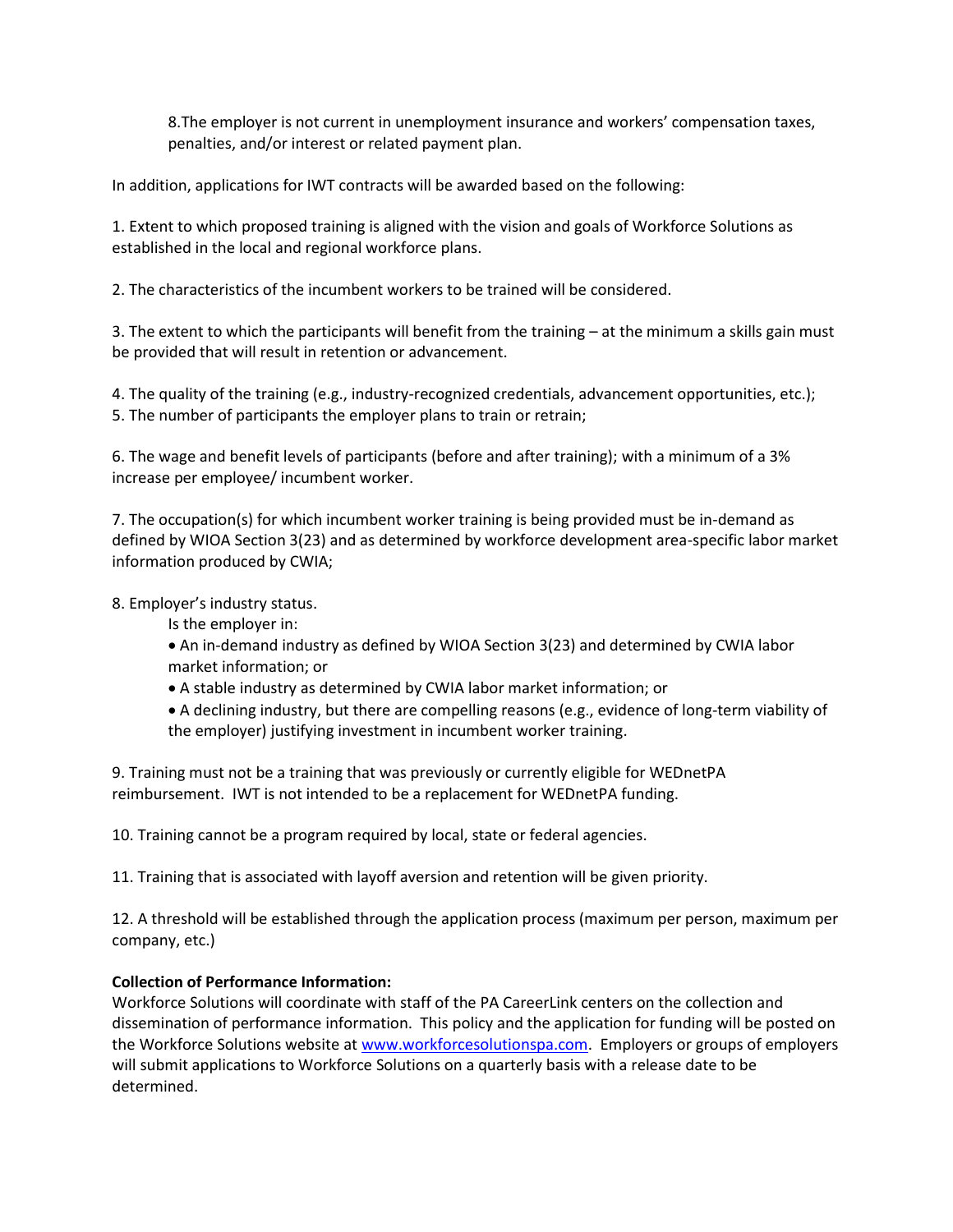8.The employer is not current in unemployment insurance and workers' compensation taxes, penalties, and/or interest or related payment plan.

In addition, applications for IWT contracts will be awarded based on the following:

1. Extent to which proposed training is aligned with the vision and goals of Workforce Solutions as established in the local and regional workforce plans.

2. The characteristics of the incumbent workers to be trained will be considered.

3. The extent to which the participants will benefit from the training – at the minimum a skills gain must be provided that will result in retention or advancement.

4. The quality of the training (e.g., industry-recognized credentials, advancement opportunities, etc.);
5. The number of participants the employer plans to train or retrain;

6. The wage and benefit levels of participants (before and after training); with a minimum of a 3% increase per employee/ incumbent worker.

7. The occupation(s) for which incumbent worker training is being provided must be in-demand as defined by WIOA Section 3(23) and as determined by workforce development area-specific labor market information produced by CWIA;

8. Employer's industry status.
   Is the employer in:
   - An in-demand industry as defined by WIOA Section 3(23) and determined by CWIA labor market information; or
   - A stable industry as determined by CWIA labor market information; or
   - A declining industry, but there are compelling reasons (e.g., evidence of long-term viability of the employer) justifying investment in incumbent worker training.

9. Training must not be a training that was previously or currently eligible for WEDnetPA reimbursement. IWT is not intended to be a replacement for WEDnetPA funding.

10. Training cannot be a program required by local, state or federal agencies.

11. Training that is associated with layoff aversion and retention will be given priority.

12. A threshold will be established through the application process (maximum per person, maximum per company, etc.)

**Collection of Performance Information:**
Workforce Solutions will coordinate with staff of the PA CareerLink centers on the collection and dissemination of performance information. This policy and the application for funding will be posted on the Workforce Solutions website at www.workforcesolutionspa.com. Employers or groups of employers will submit applications to Workforce Solutions on a quarterly basis with a release date to be determined.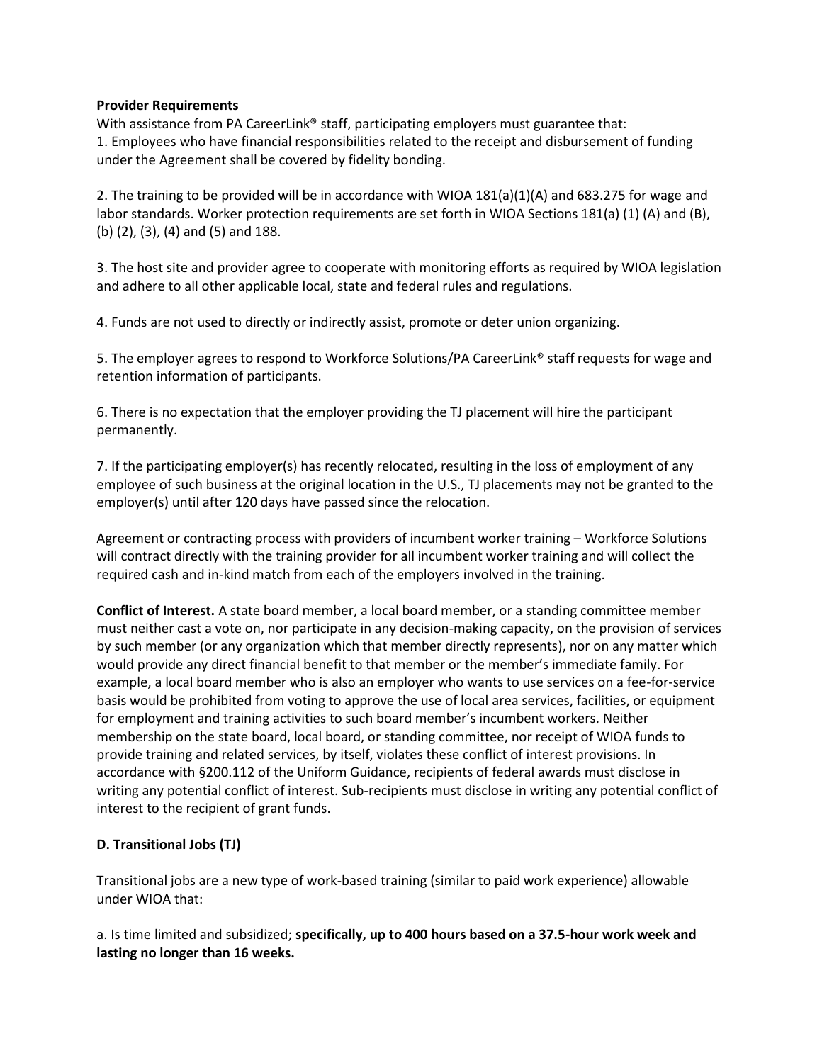**Provider Requirements**

With assistance from PA CareerLink® staff, participating employers must guarantee that:

1. Employees who have financial responsibilities related to the receipt and disbursement of funding under the Agreement shall be covered by fidelity bonding.

2. The training to be provided will be in accordance with WIOA 181(a)(1)(A) and 683.275 for wage and labor standards. Worker protection requirements are set forth in WIOA Sections 181(a) (1) (A) and (B), (b) (2), (3), (4) and (5) and 188.

3. The host site and provider agree to cooperate with monitoring efforts as required by WIOA legislation and adhere to all other applicable local, state and federal rules and regulations.

4. Funds are not used to directly or indirectly assist, promote or deter union organizing.

5. The employer agrees to respond to Workforce Solutions/PA CareerLink® staff requests for wage and retention information of participants.

6. There is no expectation that the employer providing the TJ placement will hire the participant permanently.

7. If the participating employer(s) has recently relocated, resulting in the loss of employment of any employee of such business at the original location in the U.S., TJ placements may not be granted to the employer(s) until after 120 days have passed since the relocation.

Agreement or contracting process with providers of incumbent worker training – Workforce Solutions will contract directly with the training provider for all incumbent worker training and will collect the required cash and in-kind match from each of the employers involved in the training.

**Conflict of Interest.** A state board member, a local board member, or a standing committee member must neither cast a vote on, nor participate in any decision-making capacity, on the provision of services by such member (or any organization which that member directly represents), nor on any matter which would provide any direct financial benefit to that member or the member's immediate family. For example, a local board member who is also an employer who wants to use services on a fee-for-service basis would be prohibited from voting to approve the use of local area services, facilities, or equipment for employment and training activities to such board member's incumbent workers. Neither membership on the state board, local board, or standing committee, nor receipt of WIOA funds to provide training and related services, by itself, violates these conflict of interest provisions. In accordance with §200.112 of the Uniform Guidance, recipients of federal awards must disclose in writing any potential conflict of interest. Sub-recipients must disclose in writing any potential conflict of interest to the recipient of grant funds.

**D. Transitional Jobs (TJ)**

Transitional jobs are a new type of work-based training (similar to paid work experience) allowable under WIOA that:

a. Is time limited and subsidized; **specifically, up to 400 hours based on a 37.5-hour work week and lasting no longer than 16 weeks.**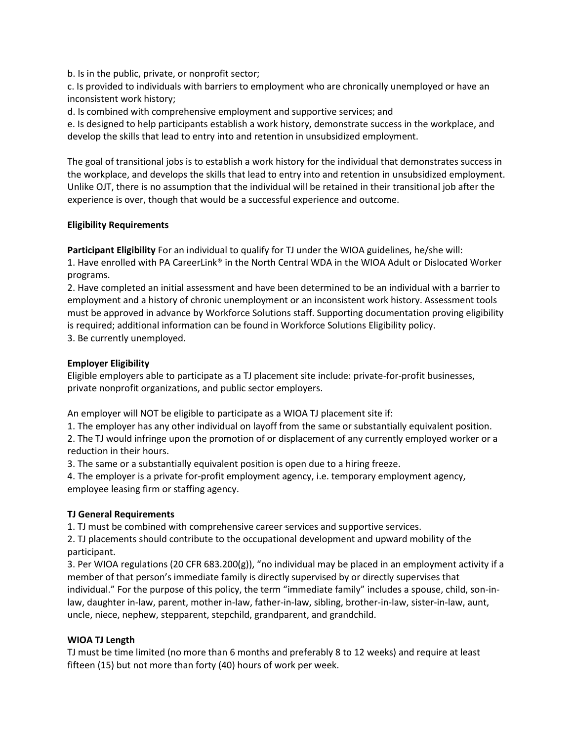b. Is in the public, private, or nonprofit sector;

c. Is provided to individuals with barriers to employment who are chronically unemployed or have an inconsistent work history;

d. Is combined with comprehensive employment and supportive services; and

e. Is designed to help participants establish a work history, demonstrate success in the workplace, and develop the skills that lead to entry into and retention in unsubsidized employment.

The goal of transitional jobs is to establish a work history for the individual that demonstrates success in the workplace, and develops the skills that lead to entry into and retention in unsubsidized employment. Unlike OJT, there is no assumption that the individual will be retained in their transitional job after the experience is over, though that would be a successful experience and outcome.

**Eligibility Requirements**

**Participant Eligibility** For an individual to qualify for TJ under the WIOA guidelines, he/she will:

1. Have enrolled with PA CareerLink® in the North Central WDA in the WIOA Adult or Dislocated Worker programs.
2. Have completed an initial assessment and have been determined to be an individual with a barrier to employment and a history of chronic unemployment or an inconsistent work history. Assessment tools must be approved in advance by Workforce Solutions staff. Supporting documentation proving eligibility is required; additional information can be found in Workforce Solutions Eligibility policy.
3. Be currently unemployed.

**Employer Eligibility**

Eligible employers able to participate as a TJ placement site include: private-for-profit businesses, private nonprofit organizations, and public sector employers.

An employer will NOT be eligible to participate as a WIOA TJ placement site if:

1. The employer has any other individual on layoff from the same or substantially equivalent position.
2. The TJ would infringe upon the promotion of or displacement of any currently employed worker or a reduction in their hours.
3. The same or a substantially equivalent position is open due to a hiring freeze.
4. The employer is a private for-profit employment agency, i.e. temporary employment agency, employee leasing firm or staffing agency.

**TJ General Requirements**

1. TJ must be combined with comprehensive career services and supportive services.
2. TJ placements should contribute to the occupational development and upward mobility of the participant.
3. Per WIOA regulations (20 CFR 683.200(g)), "no individual may be placed in an employment activity if a member of that person's immediate family is directly supervised by or directly supervises that individual." For the purpose of this policy, the term "immediate family" includes a spouse, child, son-in-law, daughter in-law, parent, mother in-law, father-in-law, sibling, brother-in-law, sister-in-law, aunt, uncle, niece, nephew, stepparent, stepchild, grandparent, and grandchild.

**WIOA TJ Length**

TJ must be time limited (no more than 6 months and preferably 8 to 12 weeks) and require at least fifteen (15) but not more than forty (40) hours of work per week.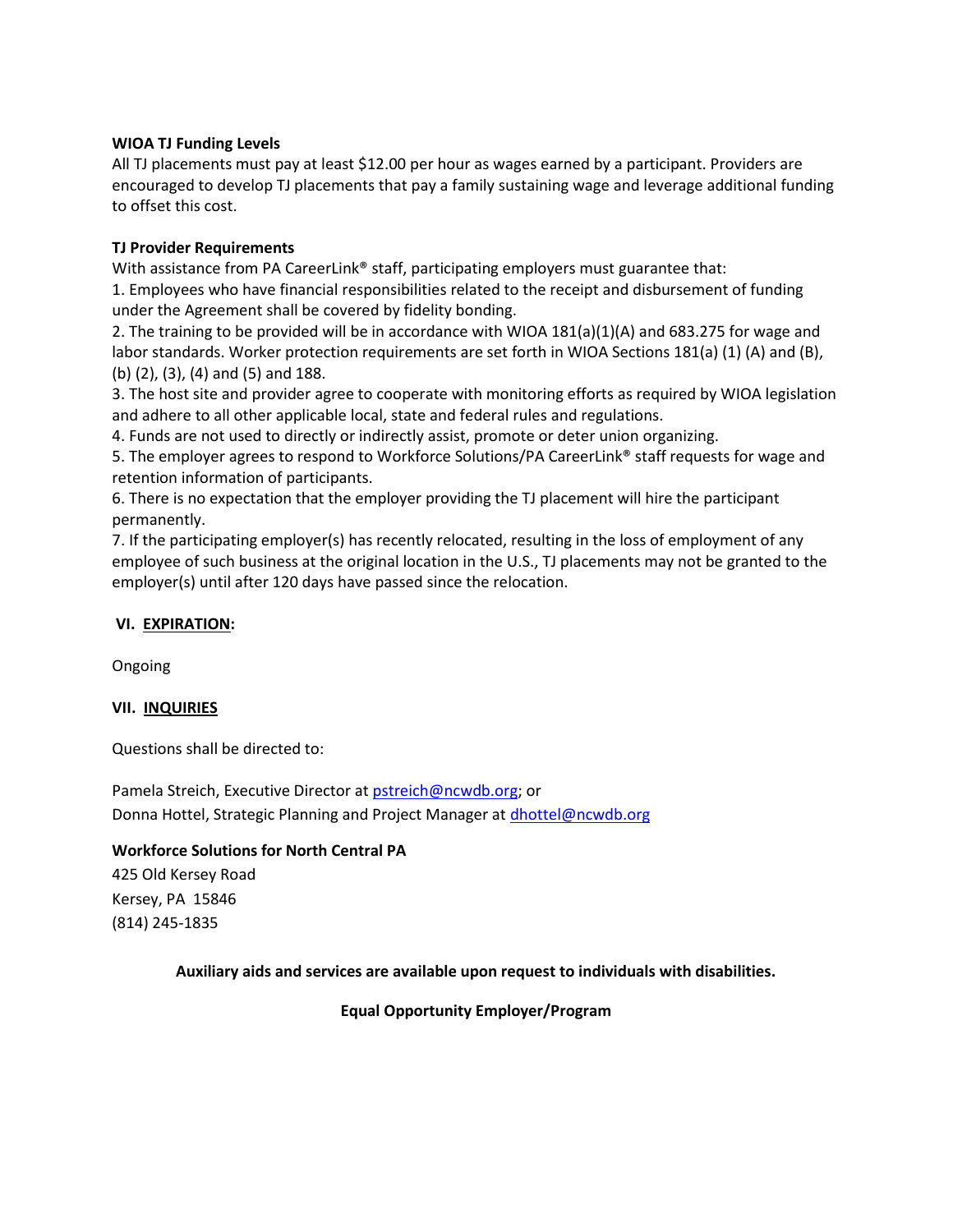**WIOA TJ Funding Levels**

All TJ placements must pay at least $12.00 per hour as wages earned by a participant. Providers are encouraged to develop TJ placements that pay a family sustaining wage and leverage additional funding to offset this cost.

**TJ Provider Requirements**

With assistance from PA CareerLink® staff, participating employers must guarantee that:

1. Employees who have financial responsibilities related to the receipt and disbursement of funding under the Agreement shall be covered by fidelity bonding.
2. The training to be provided will be in accordance with WIOA 181(a)(1)(A) and 683.275 for wage and labor standards. Worker protection requirements are set forth in WIOA Sections 181(a) (1) (A) and (B), (b) (2), (3), (4) and (5) and 188.
3. The host site and provider agree to cooperate with monitoring efforts as required by WIOA legislation and adhere to all other applicable local, state and federal rules and regulations.
4. Funds are not used to directly or indirectly assist, promote or deter union organizing.
5. The employer agrees to respond to Workforce Solutions/PA CareerLink® staff requests for wage and retention information of participants.
6. There is no expectation that the employer providing the TJ placement will hire the participant permanently.
7. If the participating employer(s) has recently relocated, resulting in the loss of employment of any employee of such business at the original location in the U.S., TJ placements may not be granted to the employer(s) until after 120 days have passed since the relocation.

## VI. EXPIRATION:

Ongoing

## VII. INQUIRIES

Questions shall be directed to:

Pamela Streich, Executive Director at pstreich@ncwdb.org; or
Donna Hottel, Strategic Planning and Project Manager at dhottel@ncwdb.org

**Workforce Solutions for North Central PA**
425 Old Kersey Road
Kersey, PA 15846
(814) 245-1835

**Auxiliary aids and services are available upon request to individuals with disabilities.**

**Equal Opportunity Employer/Program**